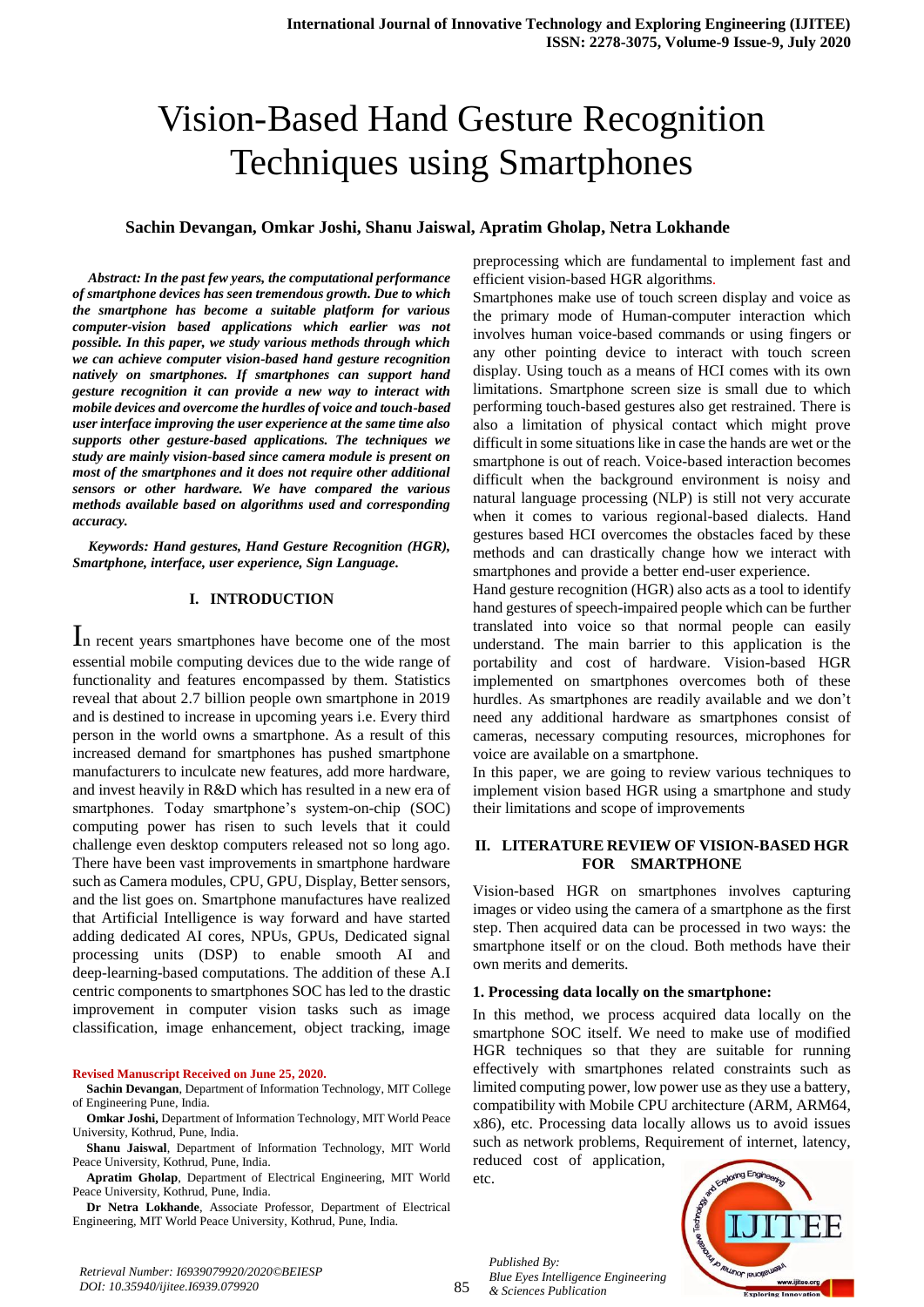# Vision-Based Hand Gesture Recognition Techniques using Smartphones

**Sachin Devangan, Omkar Joshi, Shanu Jaiswal, Apratim Gholap, Netra Lokhande**

***Abstract:** In the past few years, the computational performance of smartphone devices has seen tremendous growth. Due to which the smartphone has become a suitable platform for various computer-vision based applications which earlier was not possible. In this paper, we study various methods through which we can achieve computer vision-based hand gesture recognition natively on smartphones. If smartphones can support hand gesture recognition it can provide a new way to interact with mobile devices and overcome the hurdles of voice and touch-based user interface improving the user experience at the same time also supports other gesture-based applications. The techniques we study are mainly vision-based since camera module is present on most of the smartphones and it does not require other additional sensors or other hardware. We have compared the various methods available based on algorithms used and corresponding accuracy.*

***Keywords:** Hand gestures, Hand Gesture Recognition (HGR), Smartphone, interface, user experience, Sign Language.*

## I. INTRODUCTION

In recent years smartphones have become one of the most essential mobile computing devices due to the wide range of functionality and features encompassed by them. Statistics reveal that about 2.7 billion people own smartphone in 2019 and is destined to increase in upcoming years i.e. Every third person in the world owns a smartphone. As a result of this increased demand for smartphones has pushed smartphone manufacturers to inculcate new features, add more hardware, and invest heavily in R&D which has resulted in a new era of smartphones. Today smartphone's system-on-chip (SOC) computing power has risen to such levels that it could challenge even desktop computers released not so long ago. There have been vast improvements in smartphone hardware such as Camera modules, CPU, GPU, Display, Better sensors, and the list goes on. Smartphone manufactures have realized that Artificial Intelligence is way forward and have started adding dedicated AI cores, NPUs, GPUs, Dedicated signal processing units (DSP) to enable smooth AI and deep-learning-based computations. The addition of these A.I centric components to smartphones SOC has led to the drastic improvement in computer vision tasks such as image classification, image enhancement, object tracking, image preprocessing which are fundamental to implement fast and efficient vision-based HGR algorithms.

Smartphones make use of touch screen display and voice as the primary mode of Human-computer interaction which involves human voice-based commands or using fingers or any other pointing device to interact with touch screen display. Using touch as a means of HCI comes with its own limitations. Smartphone screen size is small due to which performing touch-based gestures also get restrained. There is also a limitation of physical contact which might prove difficult in some situations like in case the hands are wet or the smartphone is out of reach. Voice-based interaction becomes difficult when the background environment is noisy and natural language processing (NLP) is still not very accurate when it comes to various regional-based dialects. Hand gestures based HCI overcomes the obstacles faced by these methods and can drastically change how we interact with smartphones and provide a better end-user experience.

Hand gesture recognition (HGR) also acts as a tool to identify hand gestures of speech-impaired people which can be further translated into voice so that normal people can easily understand. The main barrier to this application is the portability and cost of hardware. Vision-based HGR implemented on smartphones overcomes both of these hurdles. As smartphones are readily available and we don't need any additional hardware as smartphones consist of cameras, necessary computing resources, microphones for voice are available on a smartphone.

In this paper, we are going to review various techniques to implement vision based HGR using a smartphone and study their limitations and scope of improvements

## II. LITERATURE REVIEW OF VISION-BASED HGR FOR SMARTPHONE

Vision-based HGR on smartphones involves capturing images or video using the camera of a smartphone as the first step. Then acquired data can be processed in two ways: the smartphone itself or on the cloud. Both methods have their own merits and demerits.

### 1. Processing data locally on the smartphone:

In this method, we process acquired data locally on the smartphone SOC itself. We need to make use of modified HGR techniques so that they are suitable for running effectively with smartphones related constraints such as limited computing power, low power use as they use a battery, compatibility with Mobile CPU architecture (ARM, ARM64, x86), etc. Processing data locally allows us to avoid issues such as network problems, Requirement of internet, latency, reduced cost of application, etc.

**Revised Manuscript Received on June 25, 2020.**

**Sachin Devangan**, Department of Information Technology, MIT College of Engineering Pune, India.

**Omkar Joshi,** Department of Information Technology, MIT World Peace University, Kothrud, Pune, India.

**Shanu Jaiswal**, Department of Information Technology, MIT World Peace University, Kothrud, Pune, India.

**Apratim Gholap**, Department of Electrical Engineering, MIT World Peace University, Kothrud, Pune, India.

**Dr Netra Lokhande**, Associate Professor, Department of Electrical Engineering, MIT World Peace University, Kothrud, Pune, India.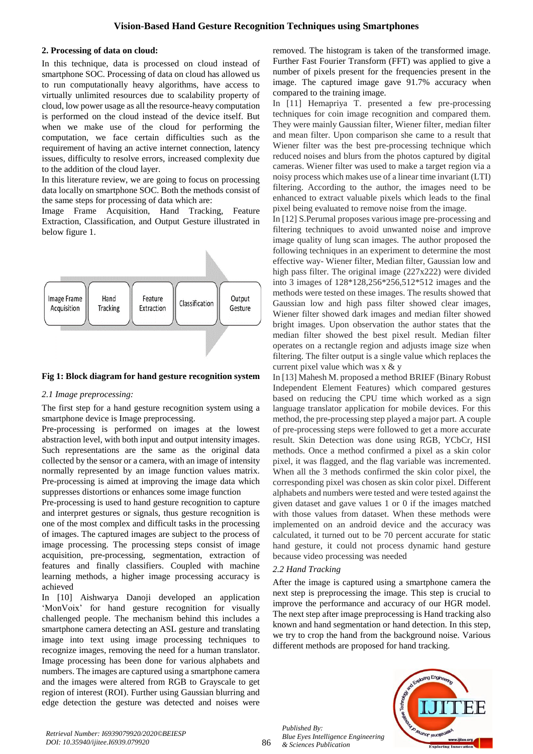**2. Processing of data on cloud:**

In this technique, data is processed on cloud instead of smartphone SOC. Processing of data on cloud has allowed us to run computationally heavy algorithms, have access to virtually unlimited resources due to scalability property of cloud, low power usage as all the resource-heavy computation is performed on the cloud instead of the device itself. But when we make use of the cloud for performing the computation, we face certain difficulties such as the requirement of having an active internet connection, latency issues, difficulty to resolve errors, increased complexity due to the addition of the cloud layer.

In this literature review, we are going to focus on processing data locally on smartphone SOC. Both the methods consist of the same steps for processing of data which are:

Image Frame Acquisition, Hand Tracking, Feature Extraction, Classification, and Output Gesture illustrated in below figure 1.

Image Frame Acquisition → Hand Tracking → Feature Extraction → Classification → Output Gesture

**Fig 1: Block diagram for hand gesture recognition system**

### *2.1 Image preprocessing:*

The first step for a hand gesture recognition system using a smartphone device is Image preprocessing.

Pre-processing is performed on images at the lowest abstraction level, with both input and output intensity images. Such representations are the same as the original data collected by the sensor or a camera, with an image of intensity normally represented by an image function values matrix. Pre-processing is aimed at improving the image data which suppresses distortions or enhances some image function

Pre-processing is used to hand gesture recognition to capture and interpret gestures or signals, thus gesture recognition is one of the most complex and difficult tasks in the processing of images. The captured images are subject to the process of image processing. The processing steps consist of image acquisition, pre-processing, segmentation, extraction of features and finally classifiers. Coupled with machine learning methods, a higher image processing accuracy is achieved

In [10] Aishwarya Danoji developed an application 'MonVoix' for hand gesture recognition for visually challenged people. The mechanism behind this includes a smartphone camera detecting an ASL gesture and translating image into text using image processing techniques to recognize images, removing the need for a human translator. Image processing has been done for various alphabets and numbers. The images are captured using a smartphone camera and the images were altered from RGB to Grayscale to get region of interest (ROI). Further using Gaussian blurring and edge detection the gesture was detected and noises were removed. The histogram is taken of the transformed image. Further Fast Fourier Transform (FFT) was applied to give a number of pixels present for the frequencies present in the image. The captured image gave 91.7% accuracy when compared to the training image.

In [11] Hemapriya T. presented a few pre-processing techniques for coin image recognition and compared them. They were mainly Gaussian filter, Wiener filter, median filter and mean filter. Upon comparison she came to a result that Wiener filter was the best pre-processing technique which reduced noises and blurs from the photos captured by digital cameras. Wiener filter was used to make a target region via a noisy process which makes use of a linear time invariant (LTI) filtering. According to the author, the images need to be enhanced to extract valuable pixels which leads to the final pixel being evaluated to remove noise from the image.

In [12] S.Perumal proposes various image pre-processing and filtering techniques to avoid unwanted noise and improve image quality of lung scan images. The author proposed the following techniques in an experiment to determine the most effective way- Wiener filter, Median filter, Gaussian low and high pass filter. The original image (227x222) were divided into 3 images of 128*128,256*256,512*512 images and the methods were tested on these images. The results showed that Gaussian low and high pass filter showed clear images, Wiener filter showed dark images and median filter showed bright images. Upon observation the author states that the median filter showed the best pixel result. Median filter operates on a rectangle region and adjusts image size when filtering. The filter output is a single value which replaces the current pixel value which was x & y

In [13] Mahesh M. proposed a method BRIEF (Binary Robust Independent Element Features) which compared gestures based on reducing the CPU time which worked as a sign language translator application for mobile devices. For this method, the pre-processing step played a major part. A couple of pre-processing steps were followed to get a more accurate result. Skin Detection was done using RGB, YCbCr, HSI methods. Once a method confirmed a pixel as a skin color pixel, it was flagged, and the flag variable was incremented. When all the 3 methods confirmed the skin color pixel, the corresponding pixel was chosen as skin color pixel. Different alphabets and numbers were tested and were tested against the given dataset and gave values 1 or 0 if the images matched with those values from dataset. When these methods were implemented on an android device and the accuracy was calculated, it turned out to be 70 percent accurate for static hand gesture, it could not process dynamic hand gesture because video processing was needed

### *2.2 Hand Tracking*

After the image is captured using a smartphone camera the next step is preprocessing the image. This step is crucial to improve the performance and accuracy of our HGR model. The next step after image preprocessing is Hand tracking also known and hand segmentation or hand detection. In this step, we try to crop the hand from the background noise. Various different methods are proposed for hand tracking.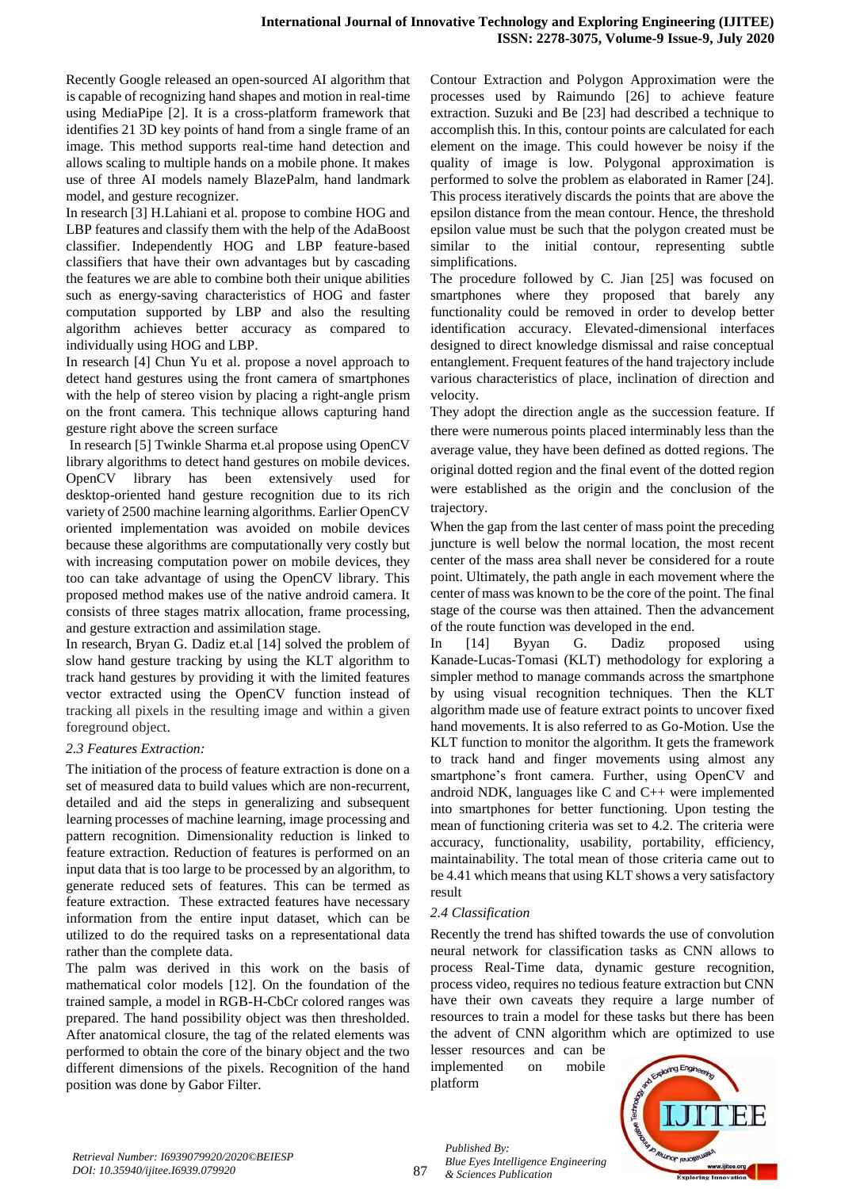Recently Google released an open-sourced AI algorithm that is capable of recognizing hand shapes and motion in real-time using MediaPipe [2]. It is a cross-platform framework that identifies 21 3D key points of hand from a single frame of an image. This method supports real-time hand detection and allows scaling to multiple hands on a mobile phone. It makes use of three AI models namely BlazePalm, hand landmark model, and gesture recognizer.

In research [3] H.Lahiani et al. propose to combine HOG and LBP features and classify them with the help of the AdaBoost classifier. Independently HOG and LBP feature-based classifiers that have their own advantages but by cascading the features we are able to combine both their unique abilities such as energy-saving characteristics of HOG and faster computation supported by LBP and also the resulting algorithm achieves better accuracy as compared to individually using HOG and LBP.

In research [4] Chun Yu et al. propose a novel approach to detect hand gestures using the front camera of smartphones with the help of stereo vision by placing a right-angle prism on the front camera. This technique allows capturing hand gesture right above the screen surface

In research [5] Twinkle Sharma et.al propose using OpenCV library algorithms to detect hand gestures on mobile devices. OpenCV library has been extensively used for desktop-oriented hand gesture recognition due to its rich variety of 2500 machine learning algorithms. Earlier OpenCV oriented implementation was avoided on mobile devices because these algorithms are computationally very costly but with increasing computation power on mobile devices, they too can take advantage of using the OpenCV library. This proposed method makes use of the native android camera. It consists of three stages matrix allocation, frame processing, and gesture extraction and assimilation stage.

In research, Bryan G. Dadiz et.al [14] solved the problem of slow hand gesture tracking by using the KLT algorithm to track hand gestures by providing it with the limited features vector extracted using the OpenCV function instead of tracking all pixels in the resulting image and within a given foreground object.

### *2.3 Features Extraction:*

The initiation of the process of feature extraction is done on a set of measured data to build values which are non-recurrent, detailed and aid the steps in generalizing and subsequent learning processes of machine learning, image processing and pattern recognition. Dimensionality reduction is linked to feature extraction. Reduction of features is performed on an input data that is too large to be processed by an algorithm, to generate reduced sets of features. This can be termed as feature extraction. These extracted features have necessary information from the entire input dataset, which can be utilized to do the required tasks on a representational data rather than the complete data.

The palm was derived in this work on the basis of mathematical color models [12]. On the foundation of the trained sample, a model in RGB-H-CbCr colored ranges was prepared. The hand possibility object was then thresholded. After anatomical closure, the tag of the related elements was performed to obtain the core of the binary object and the two different dimensions of the pixels. Recognition of the hand position was done by Gabor Filter.

Contour Extraction and Polygon Approximation were the processes used by Raimundo [26] to achieve feature extraction. Suzuki and Be [23] had described a technique to accomplish this. In this, contour points are calculated for each element on the image. This could however be noisy if the quality of image is low. Polygonal approximation is performed to solve the problem as elaborated in Ramer [24]. This process iteratively discards the points that are above the epsilon distance from the mean contour. Hence, the threshold epsilon value must be such that the polygon created must be similar to the initial contour, representing subtle simplifications.

The procedure followed by C. Jian [25] was focused on smartphones where they proposed that barely any functionality could be removed in order to develop better identification accuracy. Elevated-dimensional interfaces designed to direct knowledge dismissal and raise conceptual entanglement. Frequent features of the hand trajectory include various characteristics of place, inclination of direction and velocity.

They adopt the direction angle as the succession feature. If there were numerous points placed interminably less than the average value, they have been defined as dotted regions. The original dotted region and the final event of the dotted region were established as the origin and the conclusion of the trajectory.

When the gap from the last center of mass point the preceding juncture is well below the normal location, the most recent center of the mass area shall never be considered for a route point. Ultimately, the path angle in each movement where the center of mass was known to be the core of the point. The final stage of the course was then attained. Then the advancement of the route function was developed in the end.

In [14] Byyan G. Dadiz proposed using Kanade-Lucas-Tomasi (KLT) methodology for exploring a simpler method to manage commands across the smartphone by using visual recognition techniques. Then the KLT algorithm made use of feature extract points to uncover fixed hand movements. It is also referred to as Go-Motion. Use the KLT function to monitor the algorithm. It gets the framework to track hand and finger movements using almost any smartphone's front camera. Further, using OpenCV and android NDK, languages like C and C++ were implemented into smartphones for better functioning. Upon testing the mean of functioning criteria was set to 4.2. The criteria were accuracy, functionality, usability, portability, efficiency, maintainability. The total mean of those criteria came out to be 4.41 which means that using KLT shows a very satisfactory result

### *2.4 Classification*

Recently the trend has shifted towards the use of convolution neural network for classification tasks as CNN allows to process Real-Time data, dynamic gesture recognition, process video, requires no tedious feature extraction but CNN have their own caveats they require a large number of resources to train a model for these tasks but there has been the advent of CNN algorithm which are optimized to use lesser resources and can be implemented on mobile platform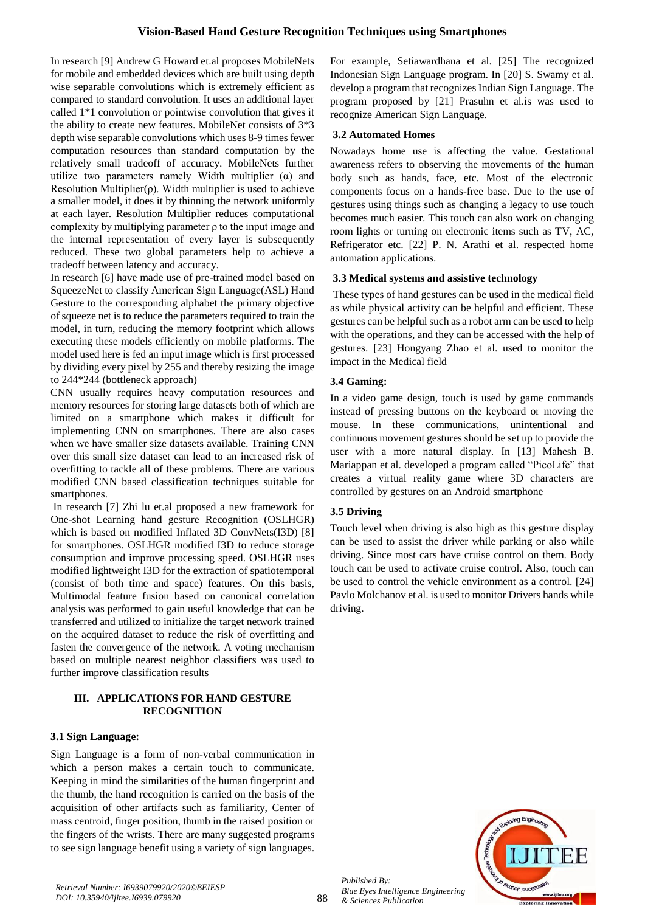In research [9] Andrew G Howard et.al proposes MobileNets for mobile and embedded devices which are built using depth wise separable convolutions which is extremely efficient as compared to standard convolution. It uses an additional layer called 1*1 convolution or pointwise convolution that gives it the ability to create new features. MobileNet consists of 3*3 depth wise separable convolutions which uses 8-9 times fewer computation resources than standard computation by the relatively small tradeoff of accuracy. MobileNets further utilize two parameters namely Width multiplier ($\alpha$) and Resolution Multiplier($\rho$). Width multiplier is used to achieve a smaller model, it does it by thinning the network uniformly at each layer. Resolution Multiplier reduces computational complexity by multiplying parameter $\rho$ to the input image and the internal representation of every layer is subsequently reduced. These two global parameters help to achieve a tradeoff between latency and accuracy.

In research [6] have made use of pre-trained model based on SqueezeNet to classify American Sign Language(ASL) Hand Gesture to the corresponding alphabet the primary objective of squeeze net is to reduce the parameters required to train the model, in turn, reducing the memory footprint which allows executing these models efficiently on mobile platforms. The model used here is fed an input image which is first processed by dividing every pixel by 255 and thereby resizing the image to 244*244 (bottleneck approach)

CNN usually requires heavy computation resources and memory resources for storing large datasets both of which are limited on a smartphone which makes it difficult for implementing CNN on smartphones. There are also cases when we have smaller size datasets available. Training CNN over this small size dataset can lead to an increased risk of overfitting to tackle all of these problems. There are various modified CNN based classification techniques suitable for smartphones.

In research [7] Zhi lu et.al proposed a new framework for One-shot Learning hand gesture Recognition (OSLHGR) which is based on modified Inflated 3D ConvNets(I3D) [8] for smartphones. OSLHGR modified I3D to reduce storage consumption and improve processing speed. OSLHGR uses modified lightweight I3D for the extraction of spatiotemporal (consist of both time and space) features. On this basis, Multimodal feature fusion based on canonical correlation analysis was performed to gain useful knowledge that can be transferred and utilized to initialize the target network trained on the acquired dataset to reduce the risk of overfitting and fasten the convergence of the network. A voting mechanism based on multiple nearest neighbor classifiers was used to further improve classification results

## III. APPLICATIONS FOR HAND GESTURE RECOGNITION

### 3.1 Sign Language:

Sign Language is a form of non-verbal communication in which a person makes a certain touch to communicate. Keeping in mind the similarities of the human fingerprint and the thumb, the hand recognition is carried on the basis of the acquisition of other artifacts such as familiarity, Center of mass centroid, finger position, thumb in the raised position or the fingers of the wrists. There are many suggested programs to see sign language benefit using a variety of sign languages. For example, Setiawardhana et al. [25] The recognized Indonesian Sign Language program. In [20] S. Swamy et al. develop a program that recognizes Indian Sign Language. The program proposed by [21] Prasuhn et al.is was used to recognize American Sign Language.

### 3.2 Automated Homes

Nowadays home use is affecting the value. Gestational awareness refers to observing the movements of the human body such as hands, face, etc. Most of the electronic components focus on a hands-free base. Due to the use of gestures using things such as changing a legacy to use touch becomes much easier. This touch can also work on changing room lights or turning on electronic items such as TV, AC, Refrigerator etc. [22] P. N. Arathi et al. respected home automation applications.

### 3.3 Medical systems and assistive technology

These types of hand gestures can be used in the medical field as while physical activity can be helpful and efficient. These gestures can be helpful such as a robot arm can be used to help with the operations, and they can be accessed with the help of gestures. [23] Hongyang Zhao et al. used to monitor the impact in the Medical field

### 3.4 Gaming:

In a video game design, touch is used by game commands instead of pressing buttons on the keyboard or moving the mouse. In these communications, unintentional and continuous movement gestures should be set up to provide the user with a more natural display. In [13] Mahesh B. Mariappan et al. developed a program called "PicoLife" that creates a virtual reality game where 3D characters are controlled by gestures on an Android smartphone

### 3.5 Driving

Touch level when driving is also high as this gesture display can be used to assist the driver while parking or also while driving. Since most cars have cruise control on them. Body touch can be used to activate cruise control. Also, touch can be used to control the vehicle environment as a control. [24] Pavlo Molchanov et al. is used to monitor Drivers hands while driving.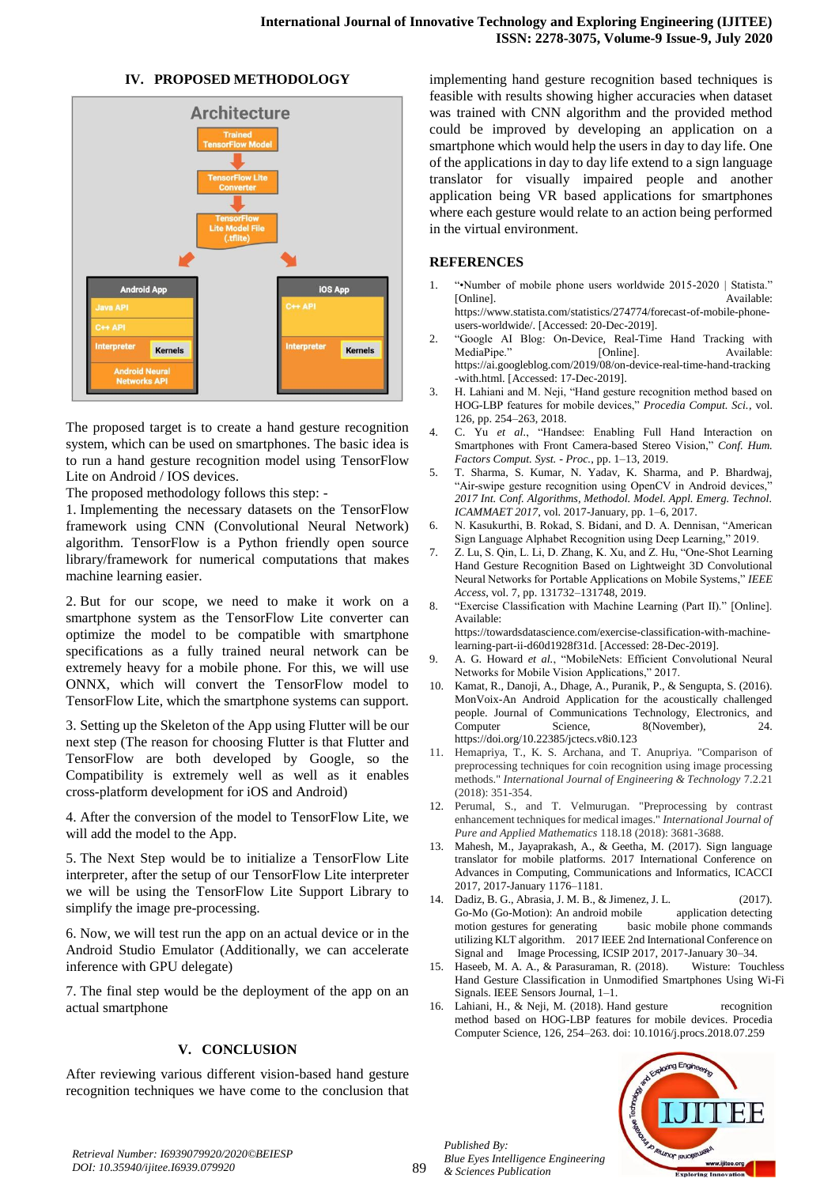## IV. PROPOSED METHODOLOGY

The proposed target is to create a hand gesture recognition system, which can be used on smartphones. The basic idea is to run a hand gesture recognition model using TensorFlow Lite on Android / IOS devices.

The proposed methodology follows this step: -

1. Implementing the necessary datasets on the TensorFlow framework using CNN (Convolutional Neural Network) algorithm. TensorFlow is a Python friendly open source library/framework for numerical computations that makes machine learning easier.

2. But for our scope, we need to make it work on a smartphone system as the TensorFlow Lite converter can optimize the model to be compatible with smartphone specifications as a fully trained neural network can be extremely heavy for a mobile phone. For this, we will use ONNX, which will convert the TensorFlow model to TensorFlow Lite, which the smartphone systems can support.

3. Setting up the Skeleton of the App using Flutter will be our next step (The reason for choosing Flutter is that Flutter and TensorFlow are both developed by Google, so the Compatibility is extremely well as well as it enables cross-platform development for iOS and Android)

4. After the conversion of the model to TensorFlow Lite, we will add the model to the App.

5. The Next Step would be to initialize a TensorFlow Lite interpreter, after the setup of our TensorFlow Lite interpreter we will be using the TensorFlow Lite Support Library to simplify the image pre-processing.

6. Now, we will test run the app on an actual device or in the Android Studio Emulator (Additionally, we can accelerate inference with GPU delegate)

7. The final step would be the deployment of the app on an actual smartphone

## V. CONCLUSION

After reviewing various different vision-based hand gesture recognition techniques we have come to the conclusion that implementing hand gesture recognition based techniques is feasible with results showing higher accuracies when dataset was trained with CNN algorithm and the provided method could be improved by developing an application on a smartphone which would help the users in day to day life. One of the applications in day to day life extend to a sign language translator for visually impaired people and another application being VR based applications for smartphones where each gesture would relate to an action being performed in the virtual environment.

## REFERENCES

1. "•Number of mobile phone users worldwide 2015-2020 | Statista." [Online]. Available: https://www.statista.com/statistics/274774/forecast-of-mobile-phone-users-worldwide/. [Accessed: 20-Dec-2019].
2. "Google AI Blog: On-Device, Real-Time Hand Tracking with MediaPipe." [Online]. Available: https://ai.googleblog.com/2019/08/on-device-real-time-hand-tracking-with.html. [Accessed: 17-Dec-2019].
3. H. Lahiani and M. Neji, "Hand gesture recognition method based on HOG-LBP features for mobile devices," *Procedia Comput. Sci.*, vol. 126, pp. 254–263, 2018.
4. C. Yu *et al.*, "Handsee: Enabling Full Hand Interaction on Smartphones with Front Camera-based Stereo Vision," *Conf. Hum. Factors Comput. Syst. - Proc.*, pp. 1–13, 2019.
5. T. Sharma, S. Kumar, N. Yadav, K. Sharma, and P. Bhardwaj, "Air-swipe gesture recognition using OpenCV in Android devices," *2017 Int. Conf. Algorithms, Methodol. Model. Appl. Emerg. Technol. ICAMMAET 2017*, vol. 2017-January, pp. 1–6, 2017.
6. N. Kasukurthi, B. Rokad, S. Bidani, and D. A. Dennisan, "American Sign Language Alphabet Recognition using Deep Learning," 2019.
7. Z. Lu, S. Qin, L. Li, D. Zhang, K. Xu, and Z. Hu, "One-Shot Learning Hand Gesture Recognition Based on Lightweight 3D Convolutional Neural Networks for Portable Applications on Mobile Systems," *IEEE Access*, vol. 7, pp. 131732–131748, 2019.
8. "Exercise Classification with Machine Learning (Part II)." [Online]. Available: https://towardsdatascience.com/exercise-classification-with-machine-learning-part-ii-d60d1928f31d. [Accessed: 28-Dec-2019].
9. A. G. Howard *et al.*, "MobileNets: Efficient Convolutional Neural Networks for Mobile Vision Applications," 2017.
10. Kamat, R., Danoji, A., Dhage, A., Puranik, P., & Sengupta, S. (2016). MonVoix-An Android Application for the acoustically challenged people. Journal of Communications Technology, Electronics, and Computer Science, 8(November), 24. https://doi.org/10.22385/jctecs.v8i0.123
11. Hemapriya, T., K. S. Archana, and T. Anupriya. "Comparison of preprocessing techniques for coin recognition using image processing methods." *International Journal of Engineering & Technology* 7.2.21 (2018): 351-354.
12. Perumal, S., and T. Velmurugan. "Preprocessing by contrast enhancement techniques for medical images." *International Journal of Pure and Applied Mathematics* 118.18 (2018): 3681-3688.
13. Mahesh, M., Jayaprakash, A., & Geetha, M. (2017). Sign language translator for mobile platforms. 2017 International Conference on Advances in Computing, Communications and Informatics, ICACCI 2017, 2017-January 1176–1181.
14. Dadiz, B. G., Abrasia, J. M. B., & Jimenez, J. L. (2017). Go-Mo (Go-Motion): An android mobile application detecting motion gestures for generating basic mobile phone commands utilizing KLT algorithm. 2017 IEEE 2nd International Conference on Signal and Image Processing, ICSIP 2017, 2017-January 30–34.
15. Haseeb, M. A. A., & Parasuraman, R. (2018). Wisture: Touchless Hand Gesture Classification in Unmodified Smartphones Using Wi-Fi Signals. IEEE Sensors Journal, 1–1.
16. Lahiani, H., & Neji, M. (2018). Hand gesture recognition method based on HOG-LBP features for mobile devices. Procedia Computer Science, 126, 254–263. doi: 10.1016/j.procs.2018.07.259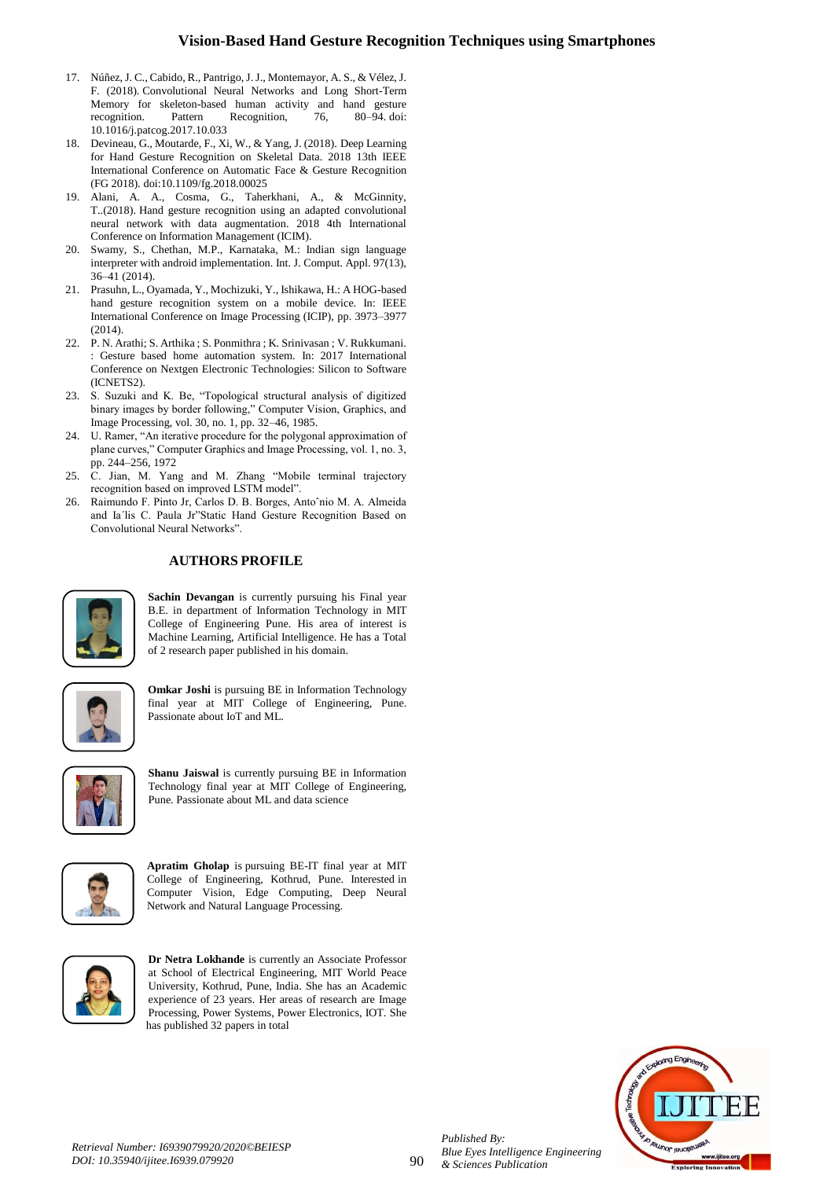17. Núñez, J. C., Cabido, R., Pantrigo, J. J., Montemayor, A. S., & Vélez, J. F. (2018). Convolutional Neural Networks and Long Short-Term Memory for skeleton-based human activity and hand gesture recognition. Pattern Recognition, 76, 80–94. doi: 10.1016/j.patcog.2017.10.033
18. Devineau, G., Moutarde, F., Xi, W., & Yang, J. (2018). Deep Learning for Hand Gesture Recognition on Skeletal Data. 2018 13th IEEE International Conference on Automatic Face & Gesture Recognition (FG 2018). doi:10.1109/fg.2018.00025
19. Alani, A. A., Cosma, G., Taherkhani, A., & McGinnity, T..(2018). Hand gesture recognition using an adapted convolutional neural network with data augmentation. 2018 4th International Conference on Information Management (ICIM).
20. Swamy, S., Chethan, M.P., Karnataka, M.: Indian sign language interpreter with android implementation. Int. J. Comput. Appl. 97(13), 36–41 (2014).
21. Prasuhn, L., Oyamada, Y., Mochizuki, Y., Ishikawa, H.: A HOG-based hand gesture recognition system on a mobile device. In: IEEE International Conference on Image Processing (ICIP), pp. 3973–3977 (2014).
22. P. N. Arathi; S. Arthika ; S. Ponmithra ; K. Srinivasan ; V. Rukkumani. : Gesture based home automation system. In: 2017 International Conference on Nextgen Electronic Technologies: Silicon to Software (ICNETS2).
23. S. Suzuki and K. Be, "Topological structural analysis of digitized binary images by border following," Computer Vision, Graphics, and Image Processing, vol. 30, no. 1, pp. 32–46, 1985.
24. U. Ramer, "An iterative procedure for the polygonal approximation of plane curves," Computer Graphics and Image Processing, vol. 1, no. 3, pp. 244–256, 1972
25. C. Jian, M. Yang and M. Zhang "Mobile terminal trajectory recognition based on improved LSTM model".
26. Raimundo F. Pinto Jr, Carlos D. B. Borges, Antoˆnio M. A. Almeida and Ia´lis C. Paula Jr"Static Hand Gesture Recognition Based on Convolutional Neural Networks".

## AUTHORS PROFILE

**Sachin Devangan** is currently pursuing his Final year B.E. in department of Information Technology in MIT College of Engineering Pune. His area of interest is Machine Learning, Artificial Intelligence. He has a Total of 2 research paper published in his domain.

**Omkar Joshi** is pursuing BE in Information Technology final year at MIT College of Engineering, Pune. Passionate about IoT and ML.

**Shanu Jaiswal** is currently pursuing BE in Information Technology final year at MIT College of Engineering, Pune. Passionate about ML and data science

**Apratim Gholap** is pursuing BE-IT final year at MIT College of Engineering, Kothrud, Pune. Interested in Computer Vision, Edge Computing, Deep Neural Network and Natural Language Processing.

**Dr Netra Lokhande** is currently an Associate Professor at School of Electrical Engineering, MIT World Peace University, Kothrud, Pune, India. She has an Academic experience of 23 years. Her areas of research are Image Processing, Power Systems, Power Electronics, IOT. She has published 32 papers in total